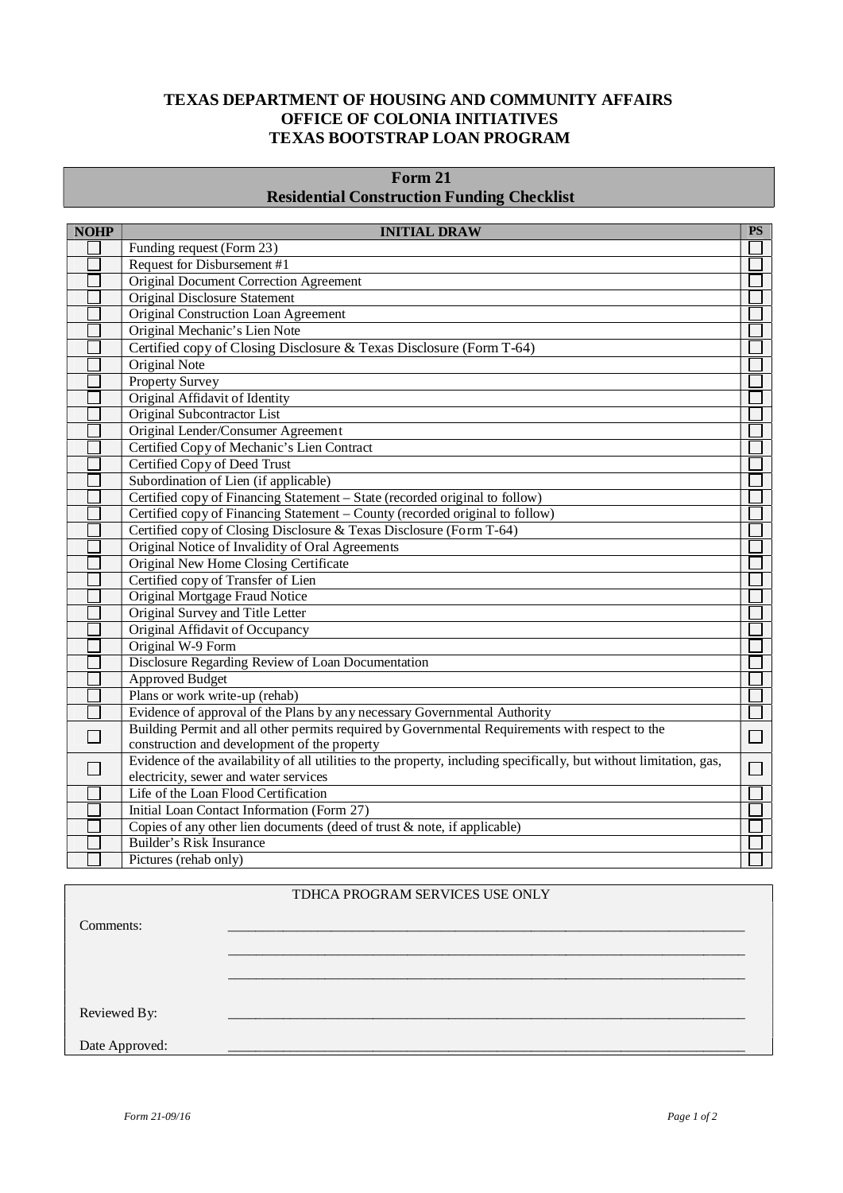# TEXAS DEPARTMENT OF HOUSING AND COMMUNITY AFFAIRS
# OFFICE OF COLONIA INITIATIVES
# TEXAS BOOTSTRAP LOAN PROGRAM

## Form 21
## Residential Construction Funding Checklist

| NOHP | INITIAL DRAW | PS |
|---|---|---|
| ☐ | Funding request (Form 23) | ☐ |
| ☐ | Request for Disbursement #1 | ☐ |
| ☐ | Original Document Correction Agreement | ☐ |
| ☐ | Original Disclosure Statement | ☐ |
| ☐ | Original Construction Loan Agreement | ☐ |
| ☐ | Original Mechanic's Lien Note | ☐ |
| ☐ | Certified copy of Closing Disclosure & Texas Disclosure (Form T-64) | ☐ |
| ☐ | Original Note | ☐ |
| ☐ | Property Survey | ☐ |
| ☐ | Original Affidavit of Identity | ☐ |
| ☐ | Original Subcontractor List | ☐ |
| ☐ | Original Lender/Consumer Agreement | ☐ |
| ☐ | Certified Copy of Mechanic's Lien Contract | ☐ |
| ☐ | Certified Copy of Deed Trust | ☐ |
| ☐ | Subordination of Lien (if applicable) | ☐ |
| ☐ | Certified copy of Financing Statement – State (recorded original to follow) | ☐ |
| ☐ | Certified copy of Financing Statement – County (recorded original to follow) | ☐ |
| ☐ | Certified copy of Closing Disclosure & Texas Disclosure (Form T-64) | ☐ |
| ☐ | Original Notice of Invalidity of Oral Agreements | ☐ |
| ☐ | Original New Home Closing Certificate | ☐ |
| ☐ | Certified copy of Transfer of Lien | ☐ |
| ☐ | Original Mortgage Fraud Notice | ☐ |
| ☐ | Original Survey and Title Letter | ☐ |
| ☐ | Original Affidavit of Occupancy | ☐ |
| ☐ | Original W-9 Form | ☐ |
| ☐ | Disclosure Regarding Review of Loan Documentation | ☐ |
| ☐ | Approved Budget | ☐ |
| ☐ | Plans or work write-up (rehab) | ☐ |
| ☐ | Evidence of approval of the Plans by any necessary Governmental Authority | ☐ |
| ☐ | Building Permit and all other permits required by Governmental Requirements with respect to the construction and development of the property | ☐ |
| ☐ | Evidence of the availability of all utilities to the property, including specifically, but without limitation, gas, electricity, sewer and water utilities | ☐ |
| ☐ | Life of the Loan Flood Certification | ☐ |
| ☐ | Initial Loan Contact Information (Form 27) | ☐ |
| ☐ | Copies of any other lien documents (deed of trust & note, if applicable) | ☐ |
| ☐ | Builder's Risk Insurance | ☐ |
| ☐ | Pictures (rehab only) | ☐ |

TDHCA PROGRAM SERVICES USE ONLY

Comments: ______________________________________________

______________________________________________

______________________________________________

Reviewed By: ______________________________________________

Date Approved: ______________________________________________

*Form 21-09/16*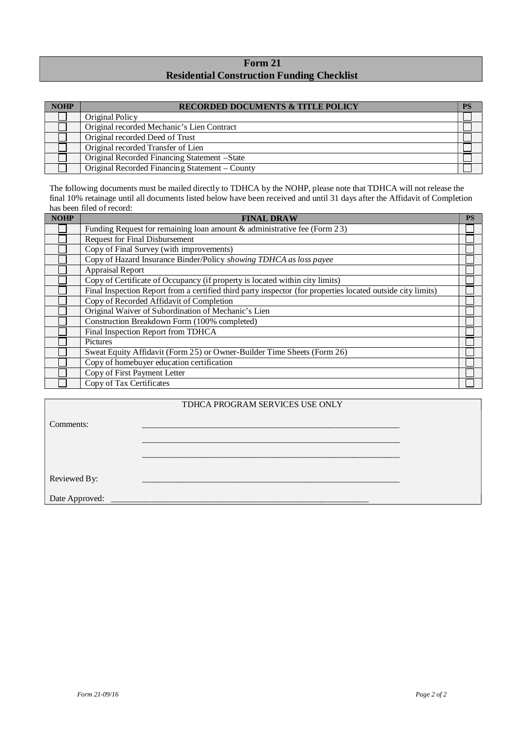# Form 21
## Residential Construction Funding Checklist

| NOHP | RECORDED DOCUMENTS & TITLE POLICY | PS |
|---|---|---|
| ☐ | Original Policy | ☐ |
| ☐ | Original recorded Mechanic's Lien Contract | ☐ |
| ☐ | Original recorded Deed of Trust | ☐ |
| ☐ | Original recorded Transfer of Lien | ☐ |
| ☐ | Original Recorded Financing Statement –State | ☐ |
| ☐ | Original Recorded Financing Statement – County | ☐ |

The following documents must be mailed directly to TDHCA by the NOHP, please note that TDHCA will not release the final 10% retainage until all documents listed below have been received and until 31 days after the Affidavit of Completion has been filed of record:

| NOHP | FINAL DRAW | PS |
|---|---|---|
| ☐ | Funding Request for remaining loan amount & administrative fee (Form 23) | ☐ |
| ☐ | Request for Final Disbursement | ☐ |
| ☐ | Copy of Final Survey (with improvements) | ☐ |
| ☐ | Copy of Hazard Insurance Binder/Policy *showing TDHCA as loss payee* | ☐ |
| ☐ | Appraisal Report | ☐ |
| ☐ | Copy of Certificate of Occupancy (if property is located within city limits) | ☐ |
| ☐ | Final Inspection Report from a certified third party inspector (for properties located outside city limits) | ☐ |
| ☐ | Copy of Recorded Affidavit of Completion | ☐ |
| ☐ | Original Waiver of Subordination of Mechanic's Lien | ☐ |
| ☐ | Construction Breakdown Form (100% completed) | ☐ |
| ☐ | Final Inspection Report from TDHCA | ☐ |
| ☐ | Pictures | ☐ |
| ☐ | Sweat Equity Affidavit (Form 25) or Owner-Builder Time Sheets (Form 26) | ☐ |
| ☐ | Copy of homebuyer education certification | ☐ |
| ☐ | Copy of First Payment Letter | ☐ |
| ☐ | Copy of Tax Certificates | ☐ |

TDHCA PROGRAM SERVICES USE ONLY

Comments: \_\_\_\_\_\_\_\_\_\_\_\_\_\_\_\_\_\_\_\_\_\_\_\_\_\_\_\_\_\_\_\_\_\_\_\_\_\_\_\_\_\_\_\_\_\_\_\_\_\_\_\_\_\_

\_\_\_\_\_\_\_\_\_\_\_\_\_\_\_\_\_\_\_\_\_\_\_\_\_\_\_\_\_\_\_\_\_\_\_\_\_\_\_\_\_\_\_\_\_\_\_\_\_\_\_\_\_\_

\_\_\_\_\_\_\_\_\_\_\_\_\_\_\_\_\_\_\_\_\_\_\_\_\_\_\_\_\_\_\_\_\_\_\_\_\_\_\_\_\_\_\_\_\_\_\_\_\_\_\_\_\_\_

Reviewed By: \_\_\_\_\_\_\_\_\_\_\_\_\_\_\_\_\_\_\_\_\_\_\_\_\_\_\_\_\_\_\_\_\_\_\_\_\_\_\_\_\_\_\_\_\_\_\_\_\_\_\_\_\_\_

Date Approved: \_\_\_\_\_\_\_\_\_\_\_\_\_\_\_\_\_\_\_\_\_\_\_\_\_\_\_\_\_\_\_\_\_\_\_\_\_\_\_\_\_\_\_\_\_\_\_\_\_\_\_\_\_\_

*Form 21-09/16*